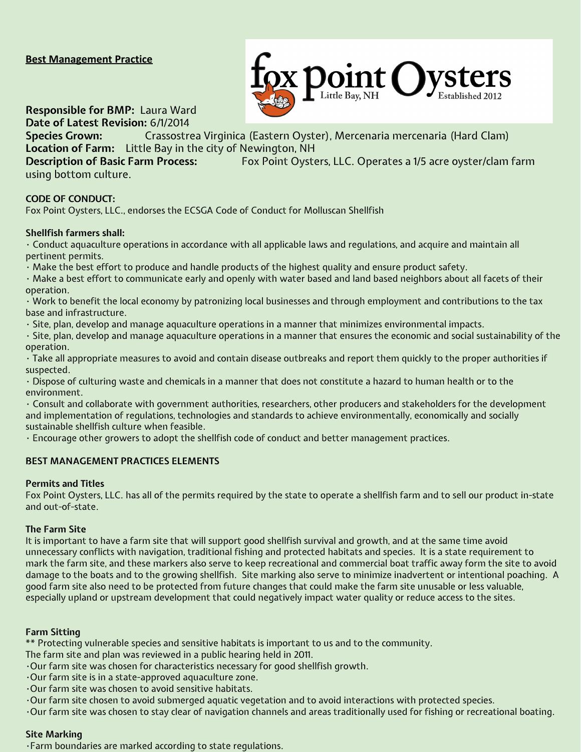**Best Management Practice**

**Responsible for BMP:** Laura Ward
**Date of Latest Revision:** 6/1/2014
**Species Grown:** Crassostrea Virginica (Eastern Oyster), Mercenaria mercenaria (Hard Clam)
**Location of Farm:** Little Bay in the city of Newington, NH
**Description of Basic Farm Process:** Fox Point Oysters, LLC. Operates a 1/5 acre oyster/clam farm using bottom culture.

**CODE OF CONDUCT:**
Fox Point Oysters, LLC., endorses the ECSGA Code of Conduct for Molluscan Shellfish

**Shellfish farmers shall:**

- Conduct aquaculture operations in accordance with all applicable laws and regulations, and acquire and maintain all pertinent permits.
- Make the best effort to produce and handle products of the highest quality and ensure product safety.
- Make a best effort to communicate early and openly with water based and land based neighbors about all facets of their operation.
- Work to benefit the local economy by patronizing local businesses and through employment and contributions to the tax base and infrastructure.
- Site, plan, develop and manage aquaculture operations in a manner that minimizes environmental impacts.
- Site, plan, develop and manage aquaculture operations in a manner that ensures the economic and social sustainability of the operation.
- Take all appropriate measures to avoid and contain disease outbreaks and report them quickly to the proper authorities if suspected.
- Dispose of culturing waste and chemicals in a manner that does not constitute a hazard to human health or to the environment.
- Consult and collaborate with government authorities, researchers, other producers and stakeholders for the development and implementation of regulations, technologies and standards to achieve environmentally, economically and socially sustainable shellfish culture when feasible.
- Encourage other growers to adopt the shellfish code of conduct and better management practices.

**BEST MANAGEMENT PRACTICES ELEMENTS**

**Permits and Titles**
Fox Point Oysters, LLC. has all of the permits required by the state to operate a shellfish farm and to sell our product in-state and out-of-state.

**The Farm Site**
It is important to have a farm site that will support good shellfish survival and growth, and at the same time avoid unnecessary conflicts with navigation, traditional fishing and protected habitats and species. It is a state requirement to mark the farm site, and these markers also serve to keep recreational and commercial boat traffic away form the site to avoid damage to the boats and to the growing shellfish. Site marking also serve to minimize inadvertent or intentional poaching. A good farm site also need to be protected from future changes that could make the farm site unusable or less valuable, especially upland or upstream development that could negatively impact water quality or reduce access to the sites.

**Farm Sitting**
** Protecting vulnerable species and sensitive habitats is important to us and to the community.
The farm site and plan was reviewed in a public hearing held in 2011.

- Our farm site was chosen for characteristics necessary for good shellfish growth.
- Our farm site is in a state-approved aquaculture zone.
- Our farm site was chosen to avoid sensitive habitats.
- Our farm site chosen to avoid submerged aquatic vegetation and to avoid interactions with protected species.
- Our farm site was chosen to stay clear of navigation channels and areas traditionally used for fishing or recreational boating.

**Site Marking**

- Farm boundaries are marked according to state regulations.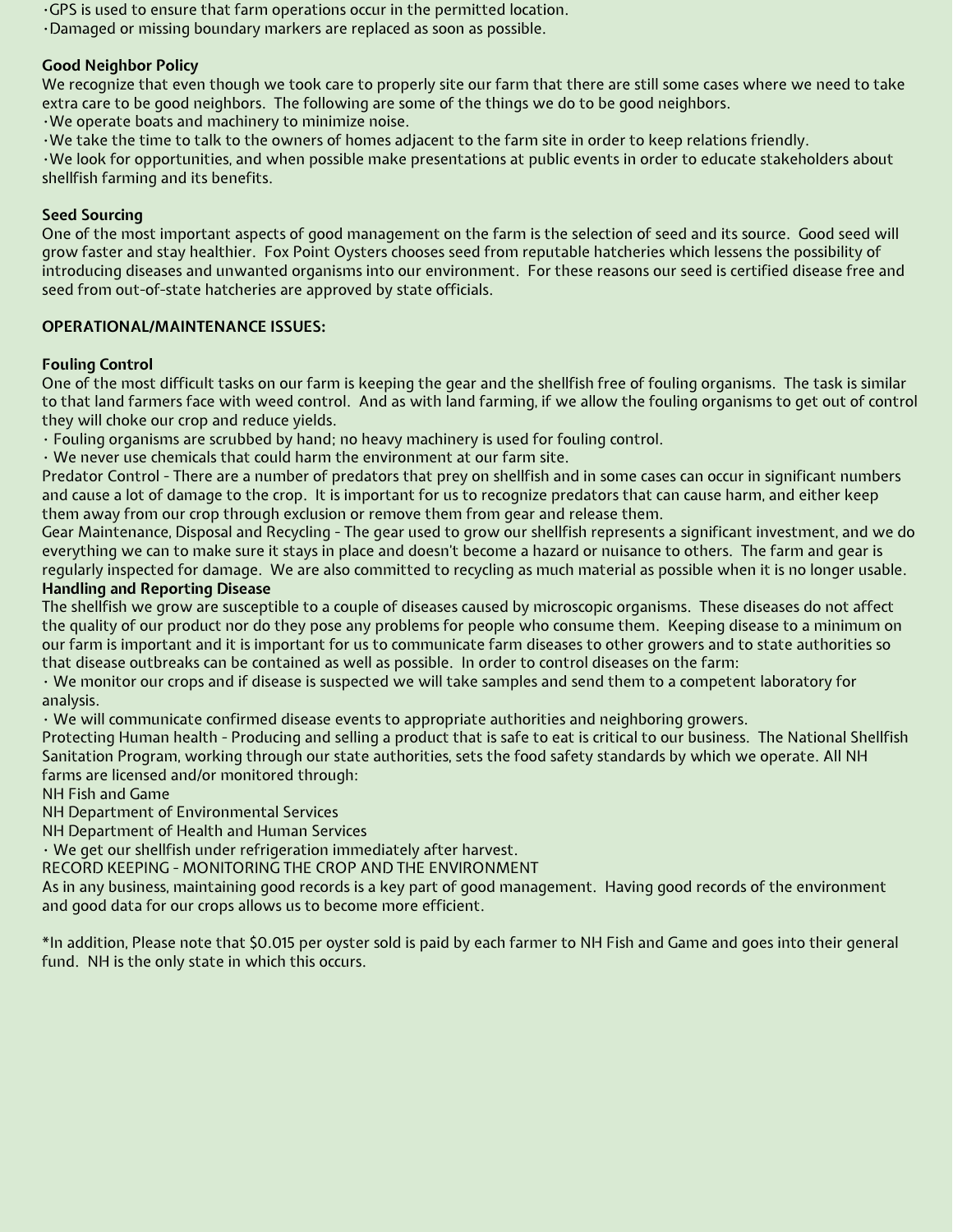- GPS is used to ensure that farm operations occur in the permitted location.
- Damaged or missing boundary markers are replaced as soon as possible.

**Good Neighbor Policy**

We recognize that even though we took care to properly site our farm that there are still some cases where we need to take extra care to be good neighbors. The following are some of the things we do to be good neighbors.

- We operate boats and machinery to minimize noise.
- We take the time to talk to the owners of homes adjacent to the farm site in order to keep relations friendly.
- We look for opportunities, and when possible make presentations at public events in order to educate stakeholders about shellfish farming and its benefits.

**Seed Sourcing**

One of the most important aspects of good management on the farm is the selection of seed and its source. Good seed will grow faster and stay healthier. Fox Point Oysters chooses seed from reputable hatcheries which lessens the possibility of introducing diseases and unwanted organisms into our environment. For these reasons our seed is certified disease free and seed from out-of-state hatcheries are approved by state officials.

**OPERATIONAL/MAINTENANCE ISSUES:**

**Fouling Control**

One of the most difficult tasks on our farm is keeping the gear and the shellfish free of fouling organisms. The task is similar to that land farmers face with weed control. And as with land farming, if we allow the fouling organisms to get out of control they will choke our crop and reduce yields.

- Fouling organisms are scrubbed by hand; no heavy machinery is used for fouling control.
- We never use chemicals that could harm the environment at our farm site.

Predator Control - There are a number of predators that prey on shellfish and in some cases can occur in significant numbers and cause a lot of damage to the crop. It is important for us to recognize predators that can cause harm, and either keep them away from our crop through exclusion or remove them from gear and release them.

Gear Maintenance, Disposal and Recycling - The gear used to grow our shellfish represents a significant investment, and we do everything we can to make sure it stays in place and doesn't become a hazard or nuisance to others. The farm and gear is regularly inspected for damage. We are also committed to recycling as much material as possible when it is no longer usable.

**Handling and Reporting Disease**

The shellfish we grow are susceptible to a couple of diseases caused by microscopic organisms. These diseases do not affect the quality of our product nor do they pose any problems for people who consume them. Keeping disease to a minimum on our farm is important and it is important for us to communicate farm diseases to other growers and to state authorities so that disease outbreaks can be contained as well as possible. In order to control diseases on the farm:

- We monitor our crops and if disease is suspected we will take samples and send them to a competent laboratory for analysis.
- We will communicate confirmed disease events to appropriate authorities and neighboring growers.

Protecting Human health - Producing and selling a product that is safe to eat is critical to our business. The National Shellfish Sanitation Program, working through our state authorities, sets the food safety standards by which we operate. All NH farms are licensed and/or monitored through:

NH Fish and Game
NH Department of Environmental Services
NH Department of Health and Human Services

- We get our shellfish under refrigeration immediately after harvest.

RECORD KEEPING - MONITORING THE CROP AND THE ENVIRONMENT

As in any business, maintaining good records is a key part of good management. Having good records of the environment and good data for our crops allows us to become more efficient.

*In addition, Please note that $0.015 per oyster sold is paid by each farmer to NH Fish and Game and goes into their general fund. NH is the only state in which this occurs.